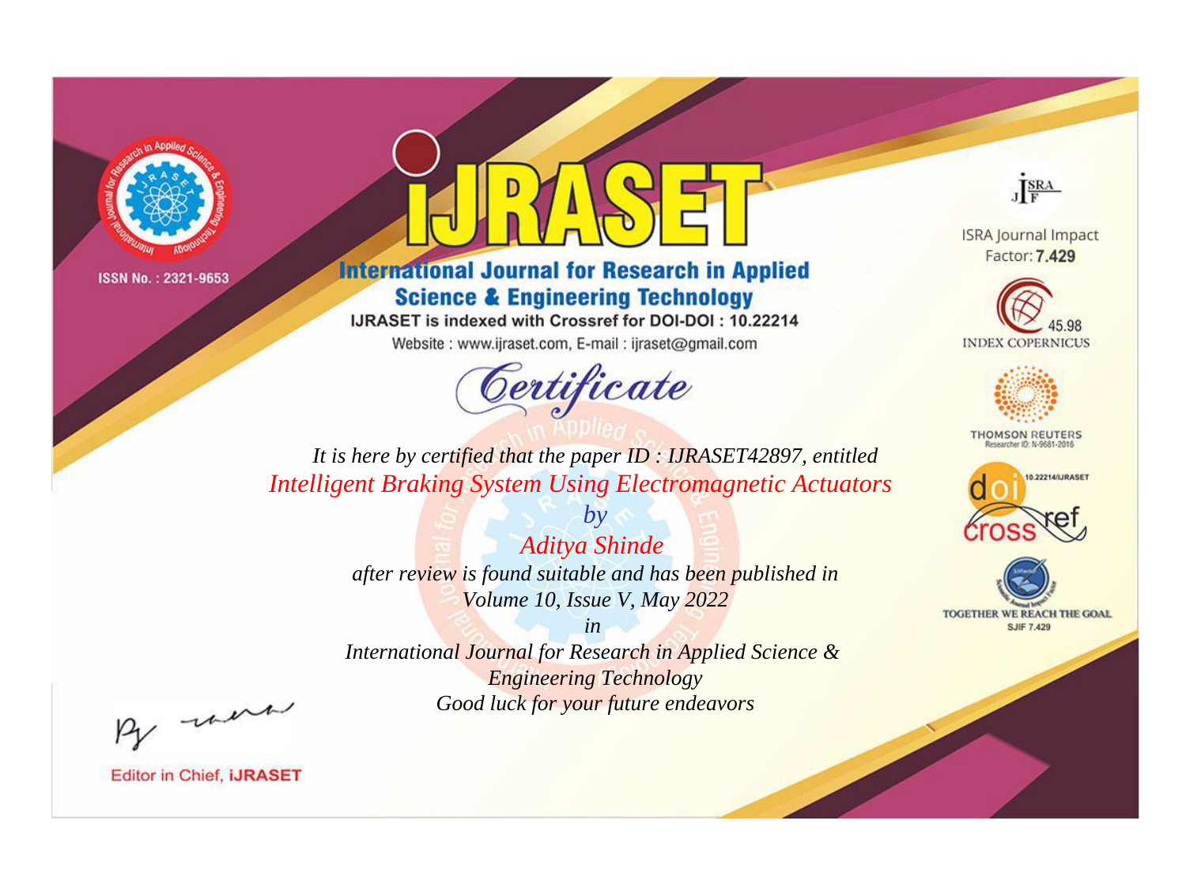ISSN No. : 2321-9653

# IJRASET

## International Journal for Research in Applied Science & Engineering Technology

IJRASET is indexed with Crossref for DOI-DOI : 10.22214

Website : www.ijraset.com, E-mail : ijraset@gmail.com

## Certificate

*It is here by certified that the paper ID : IJRASET42897, entitled*

*Intelligent Braking System Using Electromagnetic Actuators*

*by*

*Aditya Shinde*

*after review is found suitable and has been published in*

*Volume 10, Issue V, May 2022*

*in*

*International Journal for Research in Applied Science & Engineering Technology*

*Good luck for your future endeavors*

ISRA Journal Impact Factor: **7.429**

45.98 INDEX COPERNICUS

THOMSON REUTERS Researcher ID: N-9681-2016

10.22214/IJRASET

TOGETHER WE REACH THE GOAL SJIF 7.429

Editor in Chief, **IJRASET**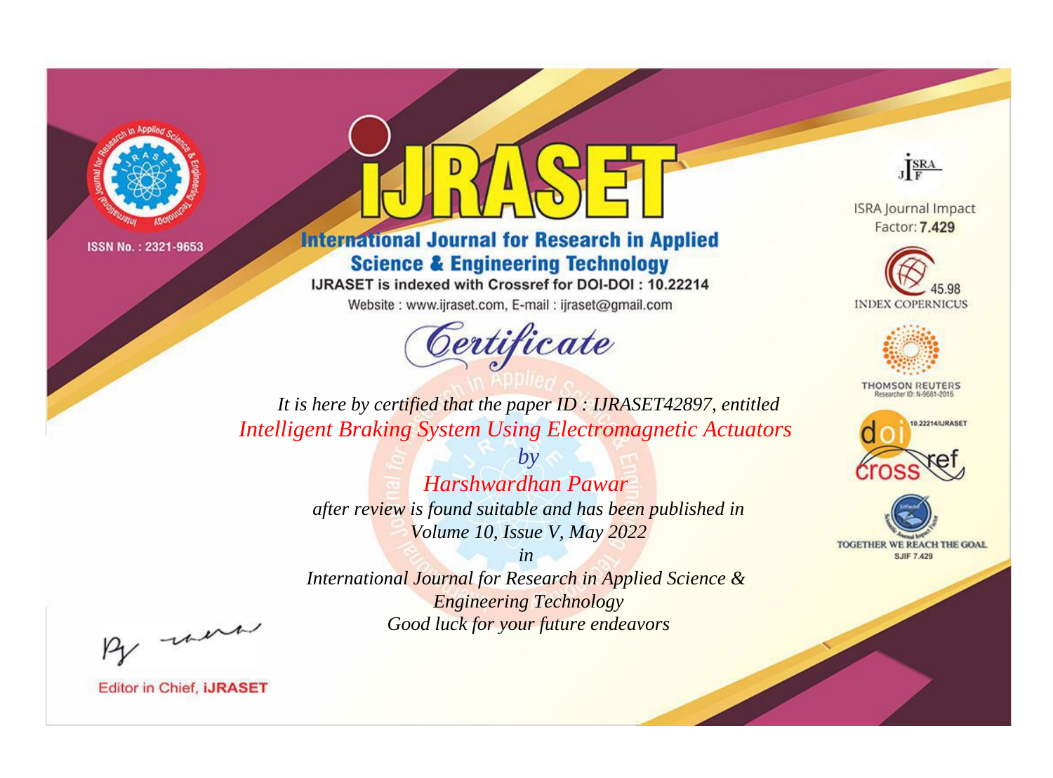ISSN No. : 2321-9653

# iJRASET

## International Journal for Research in Applied Science & Engineering Technology

IJRASET is indexed with Crossref for DOI-DOI : 10.22214

Website : www.ijraset.com, E-mail : ijraset@gmail.com

ISRA Journal Impact Factor: **7.429**

45.98 INDEX COPERNICUS

THOMSON REUTERS Researcher ID: N-9681-2016

10.22214/IJRASET

TOGETHER WE REACH THE GOAL SJIF 7.429

# *Certificate*

*It is here by certified that the paper ID : IJRASET42897, entitled*

*Intelligent Braking System Using Electromagnetic Actuators*

*by*

*Harshwardhan Pawar*

*after review is found suitable and has been published in*

*Volume 10, Issue V, May 2022*

*in*

*International Journal for Research in Applied Science & Engineering Technology*

*Good luck for your future endeavors*

Editor in Chief, **iJRASET**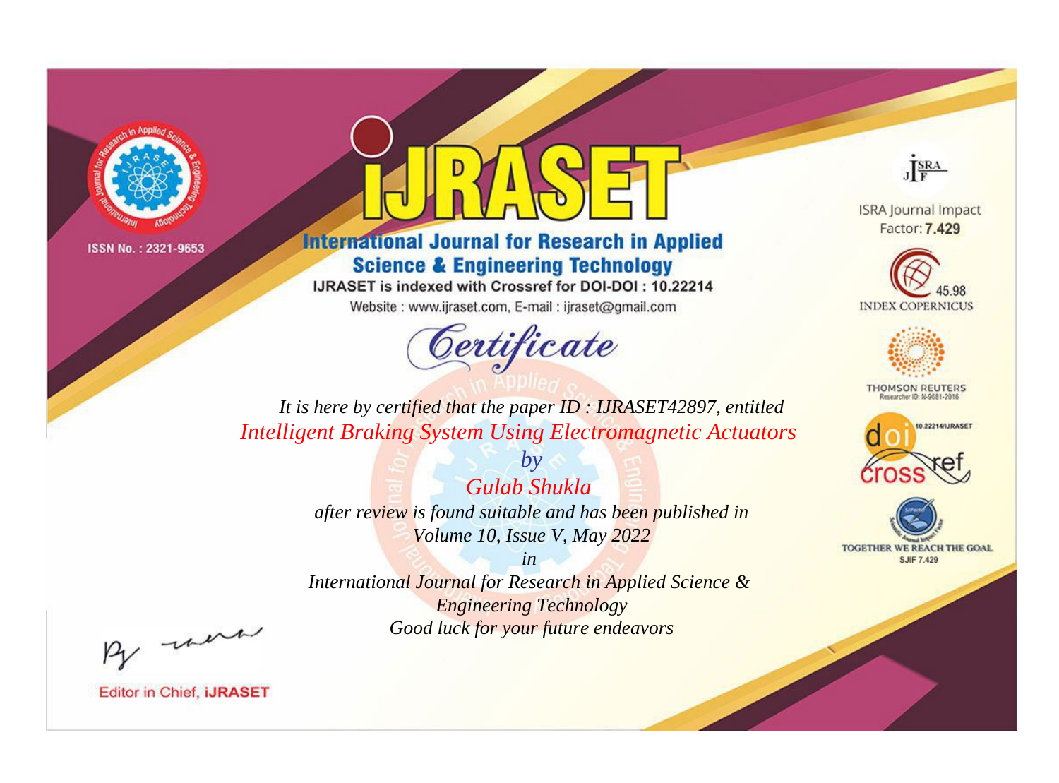ISSN No. : 2321-9653

# iJRASET

## International Journal for Research in Applied Science & Engineering Technology

IJRASET is indexed with Crossref for DOI-DOI : 10.22214

Website : www.ijraset.com, E-mail : ijraset@gmail.com

# Certificate

*It is here by certified that the paper ID : IJRASET42897, entitled*

*Intelligent Braking System Using Electromagnetic Actuators*

*by*

*Gulab Shukla*

*after review is found suitable and has been published in*

*Volume 10, Issue V, May 2022*

*in*

*International Journal for Research in Applied Science & Engineering Technology*

*Good luck for your future endeavors*

ISRA Journal Impact Factor: **7.429**

45.98 INDEX COPERNICUS

THOMSON REUTERS Researcher ID: N-9681-2016

10.22214/IJRASET

TOGETHER WE REACH THE GOAL SJIF 7.429

Editor in Chief, **iJRASET**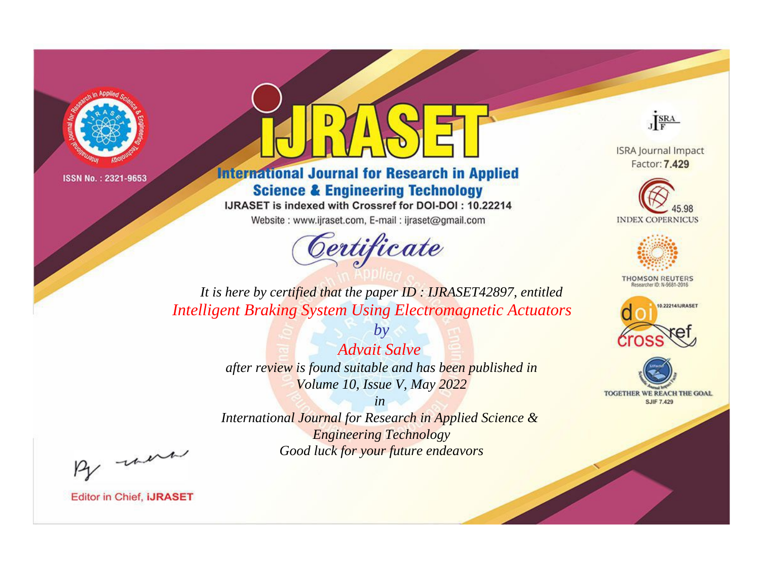ISSN No. : 2321-9653

# iJRASET

## International Journal for Research in Applied Science & Engineering Technology

IJRASET is indexed with Crossref for DOI-DOI : 10.22214

Website : www.ijraset.com, E-mail : ijraset@gmail.com

*Certificate*

*It is here by certified that the paper ID : IJRASET42897, entitled*

*Intelligent Braking System Using Electromagnetic Actuators*

*by*

*Advait Salve*

*after review is found suitable and has been published in*

*Volume 10, Issue V, May 2022*

*in*

*International Journal for Research in Applied Science & Engineering Technology*

*Good luck for your future endeavors*

ISRA Journal Impact Factor: **7.429**

45.98 INDEX COPERNICUS

THOMSON REUTERS Researcher ID: N-9681-2016

10.22214/IJRASET

TOGETHER WE REACH THE GOAL SJIF 7.429

Editor in Chief, **iJRASET**